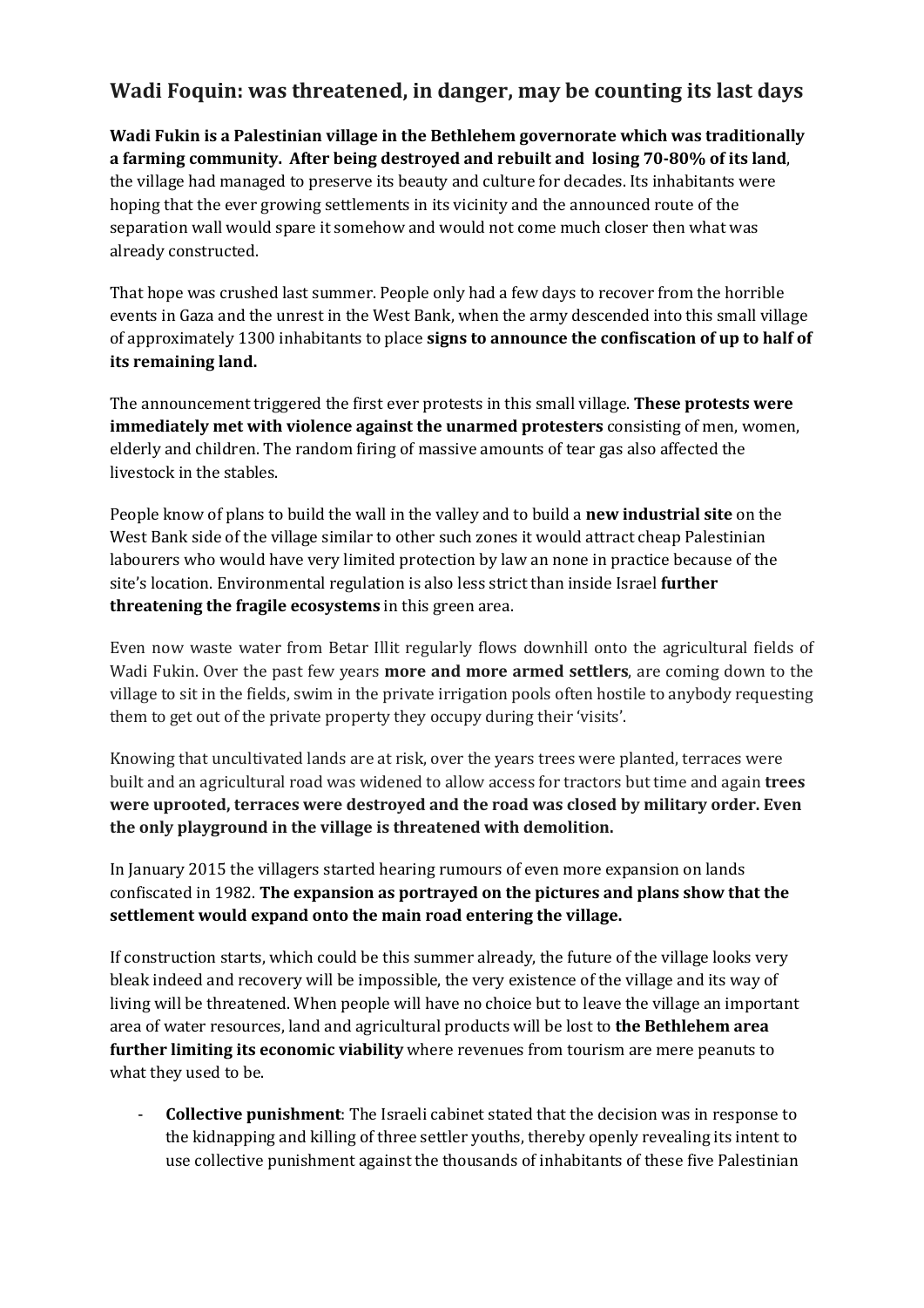## Wadi Foquin: was threatened, in danger, may be counting its last days

**Wadi Fukin is a Palestinian village in the Bethlehem governorate which was traditionally a farming community. After being destroyed and rebuilt and losing 70-80% of its land**, the village had managed to preserve its beauty and culture for decades. Its inhabitants were hoping that the ever growing settlements in its vicinity and the announced route of the separation wall would spare it somehow and would not come much closer then what was already constructed.

That hope was crushed last summer. People only had a few days to recover from the horrible events in Gaza and the unrest in the West Bank, when the army descended into this small village of approximately 1300 inhabitants to place **signs to announce the confiscation of up to half of its remaining land.**

The announcement triggered the first ever protests in this small village. **These protests were immediately met with violence against the unarmed protesters** consisting of men, women, elderly and children. The random firing of massive amounts of tear gas also affected the livestock in the stables.

People know of plans to build the wall in the valley and to build a **new industrial site** on the West Bank side of the village similar to other such zones it would attract cheap Palestinian labourers who would have very limited protection by law an none in practice because of the site's location. Environmental regulation is also less strict than inside Israel **further threatening the fragile ecosystems** in this green area.

Even now waste water from Betar Illit regularly flows downhill onto the agricultural fields of Wadi Fukin. Over the past few years **more and more armed settlers**, are coming down to the village to sit in the fields, swim in the private irrigation pools often hostile to anybody requesting them to get out of the private property they occupy during their 'visits'.

Knowing that uncultivated lands are at risk, over the years trees were planted, terraces were built and an agricultural road was widened to allow access for tractors but time and again **trees were uprooted, terraces were destroyed and the road was closed by military order. Even the only playground in the village is threatened with demolition.**

In January 2015 the villagers started hearing rumours of even more expansion on lands confiscated in 1982. **The expansion as portrayed on the pictures and plans show that the settlement would expand onto the main road entering the village.**

If construction starts, which could be this summer already, the future of the village looks very bleak indeed and recovery will be impossible, the very existence of the village and its way of living will be threatened. When people will have no choice but to leave the village an important area of water resources, land and agricultural products will be lost to **the Bethlehem area further limiting its economic viability** where revenues from tourism are mere peanuts to what they used to be.

- **Collective punishment**: The Israeli cabinet stated that the decision was in response to the kidnapping and killing of three settler youths, thereby openly revealing its intent to use collective punishment against the thousands of inhabitants of these five Palestinian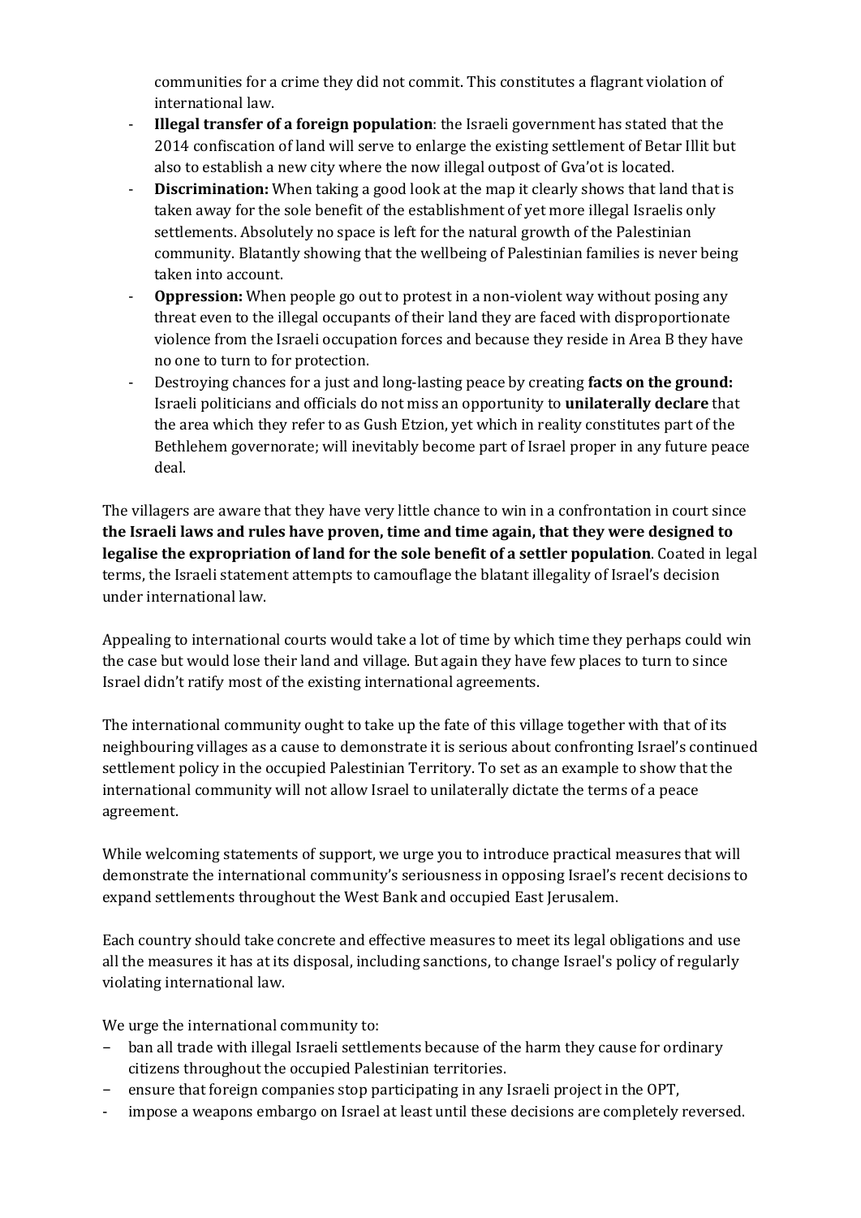communities for a crime they did not commit. This constitutes a flagrant violation of international law.

- **Illegal transfer of a foreign population**: the Israeli government has stated that the 2014 confiscation of land will serve to enlarge the existing settlement of Betar Illit but also to establish a new city where the now illegal outpost of Gva'ot is located.
- **Discrimination:** When taking a good look at the map it clearly shows that land that is taken away for the sole benefit of the establishment of yet more illegal Israelis only settlements. Absolutely no space is left for the natural growth of the Palestinian community. Blatantly showing that the wellbeing of Palestinian families is never being taken into account.
- **Oppression:** When people go out to protest in a non-violent way without posing any threat even to the illegal occupants of their land they are faced with disproportionate violence from the Israeli occupation forces and because they reside in Area B they have no one to turn to for protection.
- Destroying chances for a just and long-lasting peace by creating **facts on the ground:** Israeli politicians and officials do not miss an opportunity to **unilaterally declare** that the area which they refer to as Gush Etzion, yet which in reality constitutes part of the Bethlehem governorate; will inevitably become part of Israel proper in any future peace deal.

The villagers are aware that they have very little chance to win in a confrontation in court since **the Israeli laws and rules have proven, time and time again, that they were designed to legalise the expropriation of land for the sole benefit of a settler population**. Coated in legal terms, the Israeli statement attempts to camouflage the blatant illegality of Israel's decision under international law.

Appealing to international courts would take a lot of time by which time they perhaps could win the case but would lose their land and village. But again they have few places to turn to since Israel didn't ratify most of the existing international agreements.

The international community ought to take up the fate of this village together with that of its neighbouring villages as a cause to demonstrate it is serious about confronting Israel's continued settlement policy in the occupied Palestinian Territory. To set as an example to show that the international community will not allow Israel to unilaterally dictate the terms of a peace agreement.

While welcoming statements of support, we urge you to introduce practical measures that will demonstrate the international community's seriousness in opposing Israel's recent decisions to expand settlements throughout the West Bank and occupied East Jerusalem.

Each country should take concrete and effective measures to meet its legal obligations and use all the measures it has at its disposal, including sanctions, to change Israel's policy of regularly violating international law.

We urge the international community to:

- ban all trade with illegal Israeli settlements because of the harm they cause for ordinary citizens throughout the occupied Palestinian territories.
- ensure that foreign companies stop participating in any Israeli project in the OPT,
- impose a weapons embargo on Israel at least until these decisions are completely reversed.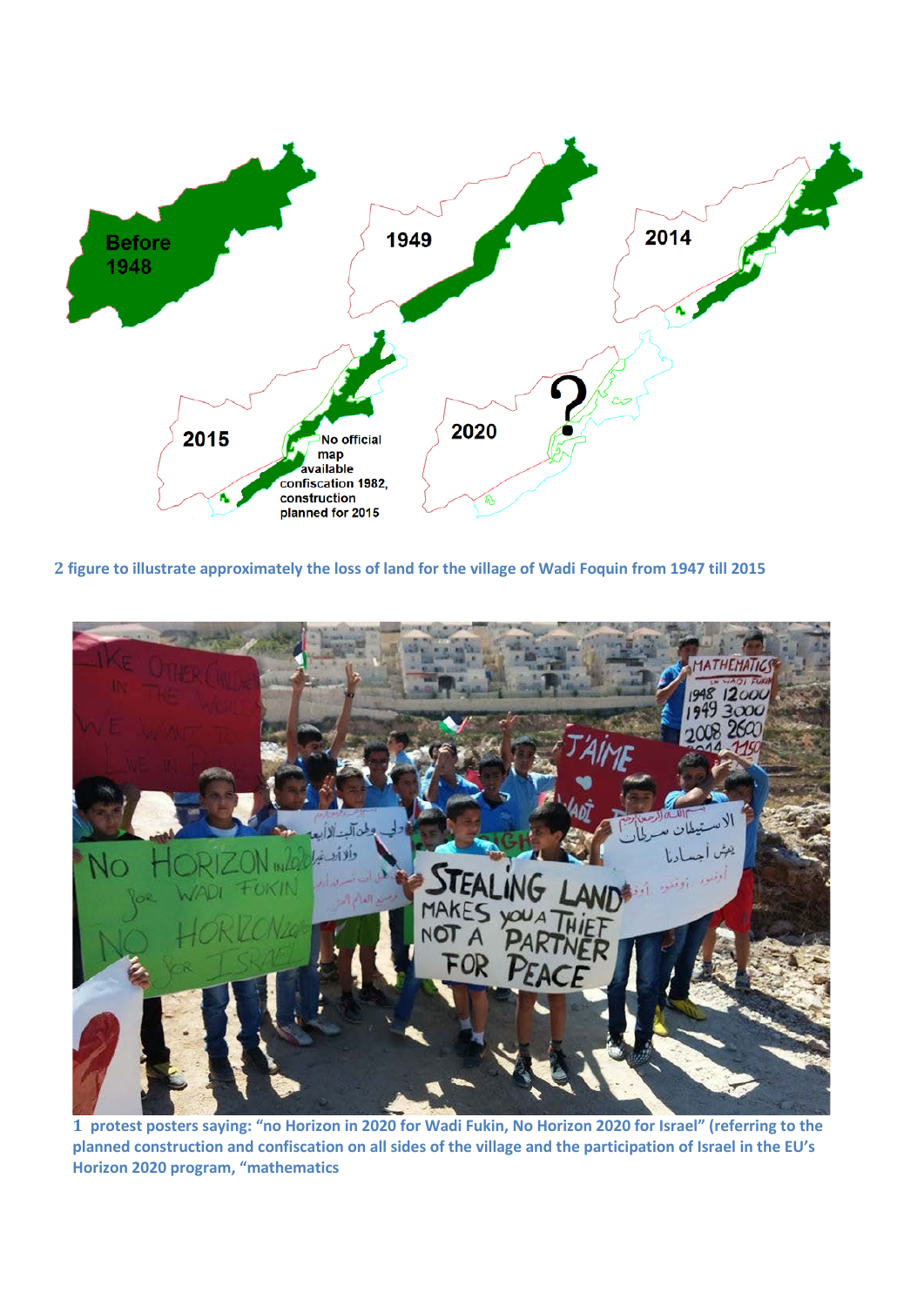2 figure to illustrate approximately the loss of land for the village of Wadi Foquin from 1947 till 2015

1 protest posters saying: "no Horizon in 2020 for Wadi Fukin, No Horizon 2020 for Israel" (referring to the planned construction and confiscation on all sides of the village and the participation of Israel in the EU's Horizon 2020 program, "mathematics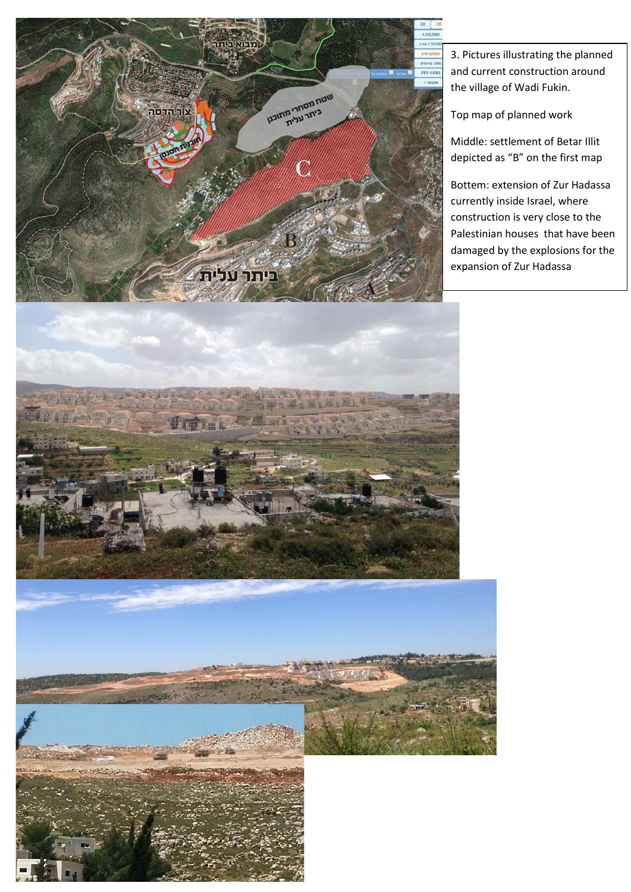3. Pictures illustrating the planned and current construction around the village of Wadi Fukin.

Top map of planned work

Middle: settlement of Betar Illit depicted as “B” on the first map

Bottem: extension of Zur Hadassa currently inside Israel, where construction is very close to the Palestinian houses that have been damaged by the explosions for the expansion of Zur Hadassa